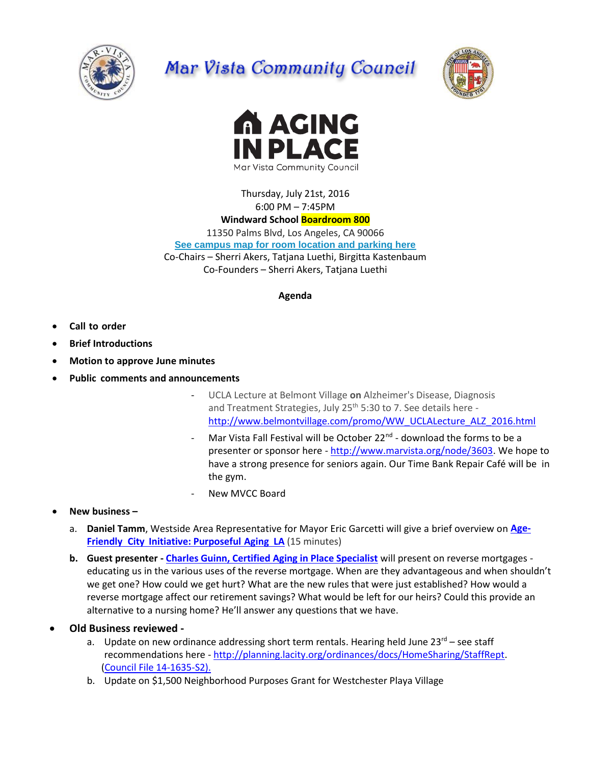# Mar Vista Community Council

# AGING IN PLACE

Mar Vista Community Council

Thursday, July 21st, 2016
6:00 PM – 7:45PM
**Windward School Boardroom 800**
11350 Palms Blvd, Los Angeles, CA 90066
**See campus map for room location and parking here**
Co-Chairs – Sherri Akers, Tatjana Luethi, Birgitta Kastenbaum
Co-Founders – Sherri Akers, Tatjana Luethi

**Agenda**

- **Call to order**
- **Brief Introductions**
- **Motion to approve June minutes**
- **Public comments and announcements**
  - UCLA Lecture at Belmont Village **on** Alzheimer's Disease, Diagnosis and Treatment Strategies, July 25th 5:30 to 7. See details here - http://www.belmontvillage.com/promo/WW_UCLALecture_ALZ_2016.html
  - Mar Vista Fall Festival will be October 22nd - download the forms to be a presenter or sponsor here - http://www.marvista.org/node/3603. We hope to have a strong presence for seniors again. Our Time Bank Repair Café will be in the gym.
  - New MVCC Board
- **New business –**
  a. **Daniel Tamm**, Westside Area Representative for Mayor Eric Garcetti will give a brief overview on **Age-Friendly City Initiative: Purposeful Aging LA** (15 minutes)
  b. **Guest presenter - Charles Guinn, Certified Aging in Place Specialist** will present on reverse mortgages - educating us in the various uses of the reverse mortgage. When are they advantageous and when shouldn't we get one? How could we get hurt? What are the new rules that were just established? How would a reverse mortgage affect our retirement savings? What would be left for our heirs? Could this provide an alternative to a nursing home? He'll answer any questions that we have.
- **Old Business reviewed -**
  a. Update on new ordinance addressing short term rentals. Hearing held June 23rd – see staff recommendations here - http://planning.lacity.org/ordinances/docs/HomeSharing/StaffRept. (Council File 14-1635-S2).
  b. Update on $1,500 Neighborhood Purposes Grant for Westchester Playa Village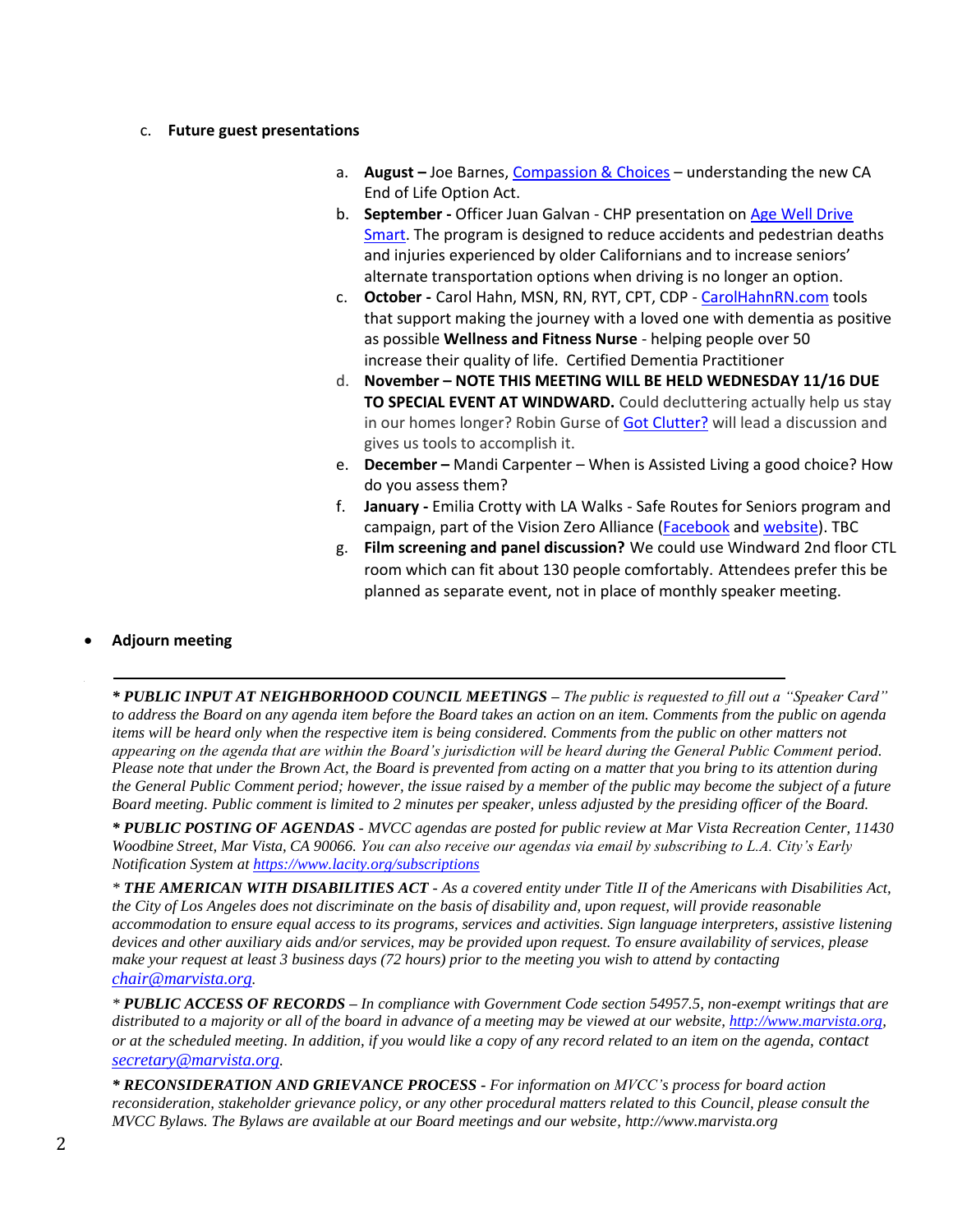c. **Future guest presentations**

   a. **August –** Joe Barnes, Compassion & Choices – understanding the new CA End of Life Option Act.
   b. **September -** Officer Juan Galvan - CHP presentation on Age Well Drive Smart. The program is designed to reduce accidents and pedestrian deaths and injuries experienced by older Californians and to increase seniors' alternate transportation options when driving is no longer an option.
   c. **October -** Carol Hahn, MSN, RN, RYT, CPT, CDP - CarolHahnRN.com tools that support making the journey with a loved one with dementia as positive as possible **Wellness and Fitness Nurse** - helping people over 50 increase their quality of life. Certified Dementia Practitioner
   d. **November – NOTE THIS MEETING WILL BE HELD WEDNESDAY 11/16 DUE TO SPECIAL EVENT AT WINDWARD.** Could decluttering actually help us stay in our homes longer? Robin Gurse of Got Clutter? will lead a discussion and gives us tools to accomplish it.
   e. **December –** Mandi Carpenter – When is Assisted Living a good choice? How do you assess them?
   f. **January -** Emilia Crotty with LA Walks - Safe Routes for Seniors program and campaign, part of the Vision Zero Alliance (Facebook and website). TBC
   g. **Film screening and panel discussion?** We could use Windward 2nd floor CTL room which can fit about 130 people comfortably. Attendees prefer this be planned as separate event, not in place of monthly speaker meeting.

- **Adjourn meeting**

---

***\* PUBLIC INPUT AT NEIGHBORHOOD COUNCIL MEETINGS** – The public is requested to fill out a "Speaker Card" to address the Board on any agenda item before the Board takes an action on an item. Comments from the public on agenda items will be heard only when the respective item is being considered. Comments from the public on other matters not appearing on the agenda that are within the Board's jurisdiction will be heard during the General Public Comment period. Please note that under the Brown Act, the Board is prevented from acting on a matter that you bring to its attention during the General Public Comment period; however, the issue raised by a member of the public may become the subject of a future Board meeting. Public comment is limited to 2 minutes per speaker, unless adjusted by the presiding officer of the Board.*

***\* PUBLIC POSTING OF AGENDAS** - MVCC agendas are posted for public review at Mar Vista Recreation Center, 11430 Woodbine Street, Mar Vista, CA 90066. You can also receive our agendas via email by subscribing to L.A. City's Early Notification System at https://www.lacity.org/subscriptions*

***\* THE AMERICAN WITH DISABILITIES ACT** - As a covered entity under Title II of the Americans with Disabilities Act, the City of Los Angeles does not discriminate on the basis of disability and, upon request, will provide reasonable accommodation to ensure equal access to its programs, services and activities. Sign language interpreters, assistive listening devices and other auxiliary aids and/or services, may be provided upon request. To ensure availability of services, please make your request at least 3 business days (72 hours) prior to the meeting you wish to attend by contacting chair@marvista.org.*

***\* PUBLIC ACCESS OF RECORDS** – In compliance with Government Code section 54957.5, non-exempt writings that are distributed to a majority or all of the board in advance of a meeting may be viewed at our website, http://www.marvista.org, or at the scheduled meeting. In addition, if you would like a copy of any record related to an item on the agenda, contact secretary@marvista.org.*

***\* RECONSIDERATION AND GRIEVANCE PROCESS** - For information on MVCC's process for board action reconsideration, stakeholder grievance policy, or any other procedural matters related to this Council, please consult the MVCC Bylaws. The Bylaws are available at our Board meetings and our website, http://www.marvista.org*